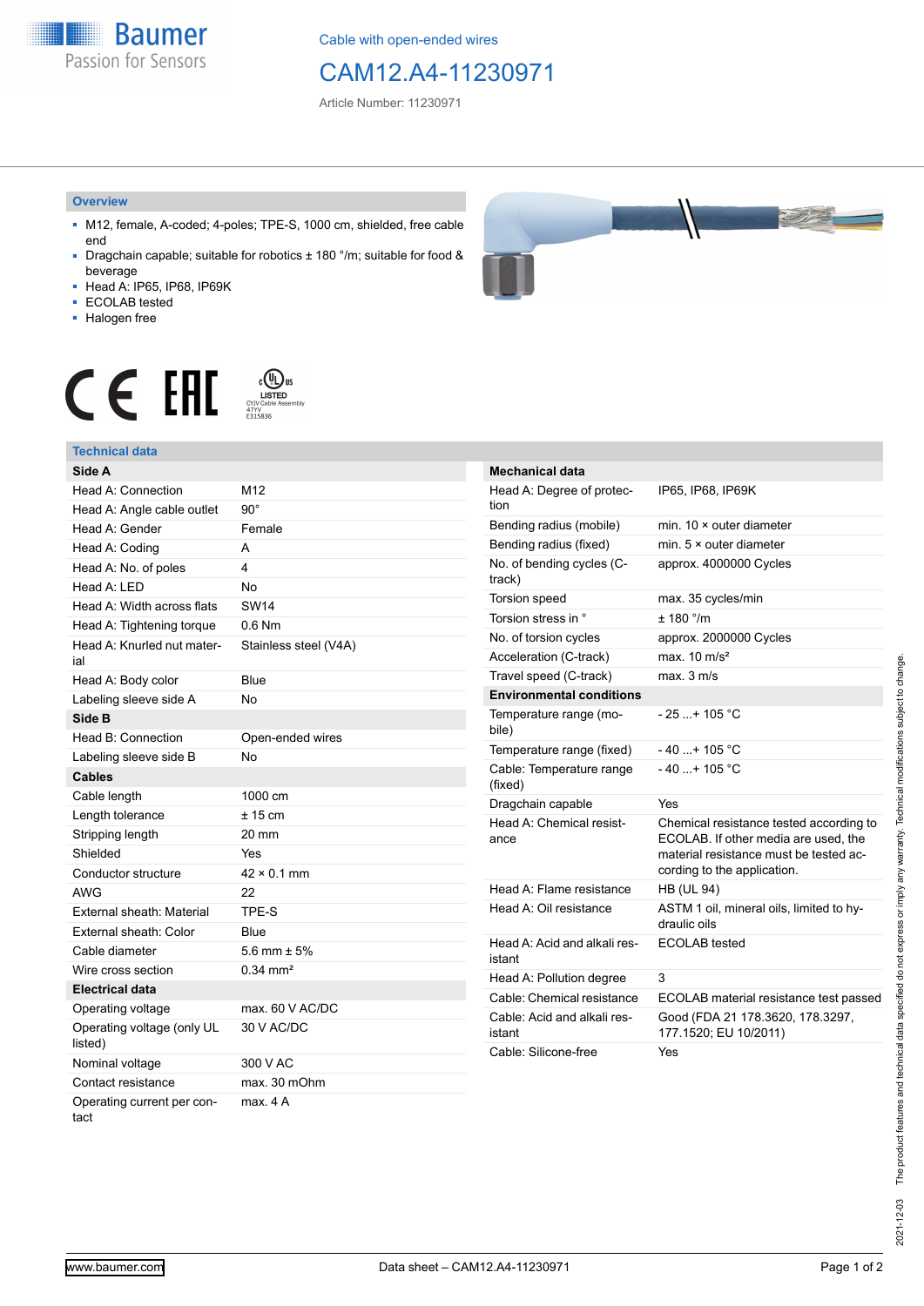Baumer
Passion for Sensors

Cable with open-ended wires

# CAM12.A4-11230971

Article Number: 11230971

## Overview

- M12, female, A-coded; 4-poles; TPE-S, 1000 cm, shielded, free cable end
- Dragchain capable; suitable for robotics ± 180 °/m; suitable for food & beverage
- Head A: IP65, IP68, IP69K
- ECOLAB tested
- Halogen free

CE EAC c UL us LISTED CYJV Cable Assembly 47YY E315836

## Technical data

| Side A | |
|---|---|
| Head A: Connection | M12 |
| Head A: Angle cable outlet | 90° |
| Head A: Gender | Female |
| Head A: Coding | A |
| Head A: No. of poles | 4 |
| Head A: LED | No |
| Head A: Width across flats | SW14 |
| Head A: Tightening torque | 0.6 Nm |
| Head A: Knurled nut material | Stainless steel (V4A) |
| Head A: Body color | Blue |
| Labeling sleeve side A | No |
| **Side B** | |
| Head B: Connection | Open-ended wires |
| Labeling sleeve side B | No |
| **Cables** | |
| Cable length | 1000 cm |
| Length tolerance | ± 15 cm |
| Stripping length | 20 mm |
| Shielded | Yes |
| Conductor structure | 42 × 0.1 mm |
| AWG | 22 |
| External sheath: Material | TPE-S |
| External sheath: Color | Blue |
| Cable diameter | 5.6 mm ± 5% |
| Wire cross section | 0.34 mm² |
| **Electrical data** | |
| Operating voltage | max. 60 V AC/DC |
| Operating voltage (only UL listed) | 30 V AC/DC |
| Nominal voltage | 300 V AC |
| Contact resistance | max. 30 mOhm |
| Operating current per contact | max. 4 A |

| Mechanical data | |
|---|---|
| Head A: Degree of protection | IP65, IP68, IP69K |
| Bending radius (mobile) | min. 10 × outer diameter |
| Bending radius (fixed) | min. 5 × outer diameter |
| No. of bending cycles (C-track) | approx. 4000000 Cycles |
| Torsion speed | max. 35 cycles/min |
| Torsion stress in ° | ± 180 °/m |
| No. of torsion cycles | approx. 2000000 Cycles |
| Acceleration (C-track) | max. 10 m/s² |
| Travel speed (C-track) | max. 3 m/s |
| **Environmental conditions** | |
| Temperature range (mobile) | - 25 ...+ 105 °C |
| Temperature range (fixed) | - 40 ...+ 105 °C |
| Cable: Temperature range (fixed) | - 40 ...+ 105 °C |
| Dragchain capable | Yes |
| Head A: Chemical resistance | Chemical resistance tested according to ECOLAB. If other media are used, the material resistance must be tested according to the application. |
| Head A: Flame resistance | HB (UL 94) |
| Head A: Oil resistance | ASTM 1 oil, mineral oils, limited to hydraulic oils |
| Head A: Acid and alkali resistant | ECOLAB tested |
| Head A: Pollution degree | 3 |
| Cable: Chemical resistance | ECOLAB material resistance test passed |
| Cable: Acid and alkali resistant | Good (FDA 21 178.3620, 178.3297, 177.1520; EU 10/2011) |
| Cable: Silicone-free | Yes |

2021-12-03 The product features and technical data specified do not express or imply any warranty. Technical modifications subject to change.

www.baumer.com Data sheet – CAM12.A4-11230971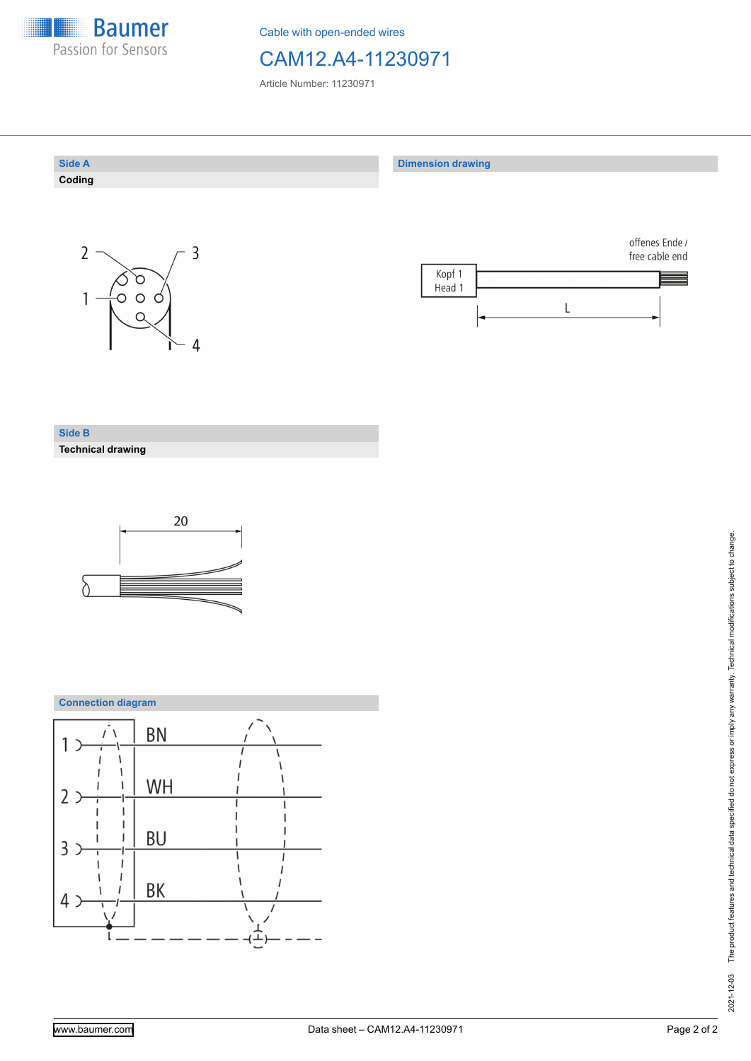Cable with open-ended wires

# CAM12.A4-11230971

Article Number: 11230971

## Side A

### Coding

2
3
1
4

## Dimension drawing

offenes Ende / free cable end

Kopf 1
Head 1

L

## Side B

### Technical drawing

20

## Connection diagram

1 BN
2 WH
3 BU
4 BK

2021-12-03 The product features and technical data specified do not express or imply any warranty. Technical modifications subject to change.